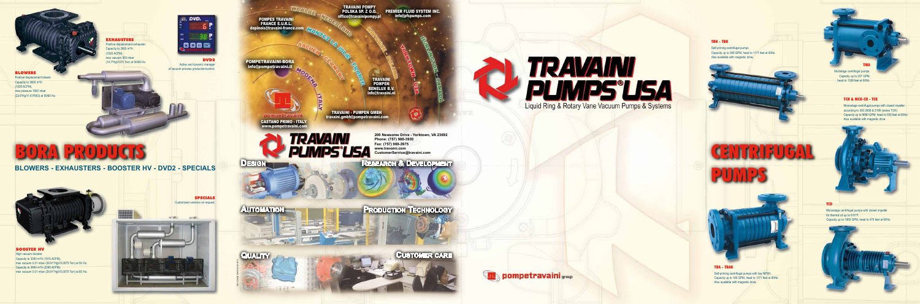## EXHAUSTERS

Positive displacement exhauster.
Capacity to 2600 m³/h
(1535 ACFM),
max vacuum 500 mbar
(14.7"Hg/375 Torr) at 50/60 Hz.

## DVD2

Active and dynamic manager
of vacuum process production/control.

## BLOWERS

Positive displacement blower.
Capacity to 2600 m³/h
(1535 ACFM),
max pressure 1000 mbar
(29.6"Hg/14.5 PSIG) at 50/60 Hz.

# BORA PRODUCTS

## BLOWERS - EXHAUSTERS - BOOSTER HV - DVD2 - SPECIALS

## SPECIALS

Customized versions on request.

## BOOSTER HV

High vacuum booster.
Capacity to 3250 m³/h (1910 ACFM),
max vacuum 0.01 mbar (29.9"Hg/0.0075 Torr) at 50 Hz.
Capacity to 3900 m³/h (2290 ACFM),
max vacuum 0.01 mbar (29.9"Hg/0.0075 Torr) at 60 Hz.

---

POMPES TRAVAINI FRANCE E.U.R.L.
depinois@travaini-france.com

TRAVAINI POMPY POLSKA SP. Z O.O.
office@travainipompy.pl

PREMIER FLUID SYSTEM INC.
info@pfspumps.com

POMPETRAVAINI-BORA
info@pompetravaini.it

TRAVAINI POMPEN BENELUX B.V.
info@travaini.nl

TRAVAINI - PUMPEN GMBH
travaini.gmbh@pompetravaini.com

pompetravaini
CASTANO PRIMO - ITALY
www.pompetravaini.com

WAALRE - NEDERLAND · MARNES LA VALLEE - FRANCE · WARSZAWA - POLAND · AACHEN - GERMANY · MODENA - ITALY · YORKTOWN - USA · BURLINGTON - CANADA

**TRAVAINI PUMPS USA**

200 Newsome Drive - Yorktown, VA 23692
Phone: (757) 988-3930
Fax: (757) 988-3975
www.travaini.com
CustomerService@travaini.com

DESIGN · RESEARCH & DEVELOPMENT · AUTOMATION · PRODUCTION TECHNOLOGY · QUALITY · CUSTOMER CARE

---

# TRAVAINI PUMPS USA

Liquid Ring & Rotary Vane Vacuum Pumps & Systems

pompetravaini group

# CENTRIFUGAL PUMPS

## TBH - TBK

Self-priming centrifugal pumps.
Capacity up to 350 GPM, head to 1171 feet at 60Hz.
Also available with magnetic drive.

## TMA

Multistage centrifugal pumps.
Capacity up to 237 GPM,
head to 1338 feet at 60Hz.

## TCH & MCU-CH - TCK

Monostage centrifugal pumps with closed impeller
according to ISO 2858 & 5199 (series TCH).
Capacity up to 9080 GPM, head to 535 feet at 60Hz.
Also available with magnetic drive.

## TCD

Monostage centrifugal pumps with closed impeller
for thermal oil up to 610°F.
Capacity up to 1850 GPM, head to 470 feet at 60Hz.

## TBA - TBAK

Self-priming centrifugal pumps with low NPSH.
Capacity up to 185 GPM, head to 1171 feet at 60Hz.
Also available with magnetic drive.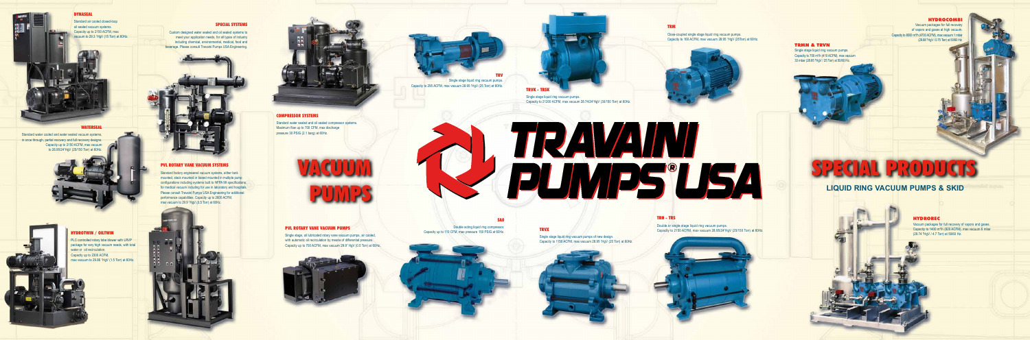# TRAVAINI PUMPS® USA

## VACUUM PUMPS

## SPECIAL PRODUCTS

### LIQUID RING VACUUM PUMPS & SKID

### DYNASEAL

Standard air cooled closed-loop oil sealed vacuum systems. Capacity up to 2150 ACFM, max vacuum to 29.5 "HgV (15 Torr) at 60Hz.

### WATERSEAL

Standard water cooled and water sealed vacuum systems, in once-through, partial recovery and full recovery designs. Capacity up to 2150 ACFM, max vacuum to 28.95/24"HgV (25/150 Torr) at 60Hz.

### HYDROTWIN / OILTWIN

PLC controlled rotary lobe blower with LRVP package for very high vacuum needs, with total water or oil recirculation. Capacity up to 2200 ACFM, max vacuum to 29.88 "HgV (1.5 Torr) at 60Hz.

### SPECIAL SYSTEMS

Custom designed water sealed and oil sealed systems to meet your application needs, for all types of industry including chemical, environmental, medical, food and beverage. Please consult Travaini Pumps USA Engineering.

### PVL ROTARY VANE VACUUM SYSTEMS

Standard factory engineered vacuum systems, either tank mounted, stack mounted or based mounted in multiple pump configurations including systems built to NFPA 99 specifications, for medical vacuum including for use in laboratory and hospitals. Please consult Travaini Pumps USA Engineering for additional performance capabilities. Capacity up to 2800 ACFM, max vacuum to 29.9 "HgV (0.5 Torr) at 60Hz.

### COMPRESSOR SYSTEMS

Standard water sealed and oil sealed compressor systems. Maximum flow up to 700 CFM, max discharge pressure 30 PSIG (2.1 barg) at 60Hz.

### PVL ROTARY VANE VACUUM PUMPS

Single stage, oil lubricated rotary vane vacuum pumps, air cooled, with automatic oil recirculation by means of differential pressure. Capacity up to 700 ACFM, max vacuum 29.9" HgV (0.5 Torr) at 60Hz.

### TRV

Single stage liquid ring vacuum pumps. Capacity to 295 ACFM, max vacuum 28.95 "HgV (25 Torr) at 60Hz.

### TRVK - TRSK

Single stage liquid ring vacuum pumps. Capacity to 21200 ACFM, max vacuum 26.74/24"HgV (38/150 Torr) at 60Hz.

### TRM

Close-coupled single stage liquid ring vacuum pumps. Capacity to 160 ACFM, max vacuum 28.95 "HgV (25Torr) at 60Hz.

### SA0

Double acting liquid ring compressor. Capacity up to 110 CFM, max pressure 150 PSIG at 60Hz.

### TRVX

Single stage liquid ring vacuum pumps of new design. Capacity to 1150 ACFM, max vacuum 28.95 "HgV (25 Torr) at 60Hz.

### TRH - TRS

Double or single stage liquid ring vacuum pumps. Capacity to 2150 ACFM, max vacuum 28.95/24"HgV (25/150 Torr) at 60Hz.

### HYDROCOMBI

Vacuum packages for full recovery of vapors and gases at high vacuum. Capacity to 8000 m³/h (4700 ACFM), max vacuum 1 mbar (29.88"HgV / 0.75 Torr) at 50/60 Hz.

### TRMN & TRVN

Single stage liquid ring vacuum pumps. Capacity to 700 m³/h (410 ACFM), max vacuum 33 mbar (28.85 "HgV / 25 Torr) at 50/60 Hz.

### HYDROREC

Vacuum packages for full recovery of vapors and gases. Capacity to 1400 m³/h (825 ACFM), max vacuum 6 mbar (29.74 "HgV / 4.7 Torr) at 50/60 Hz.